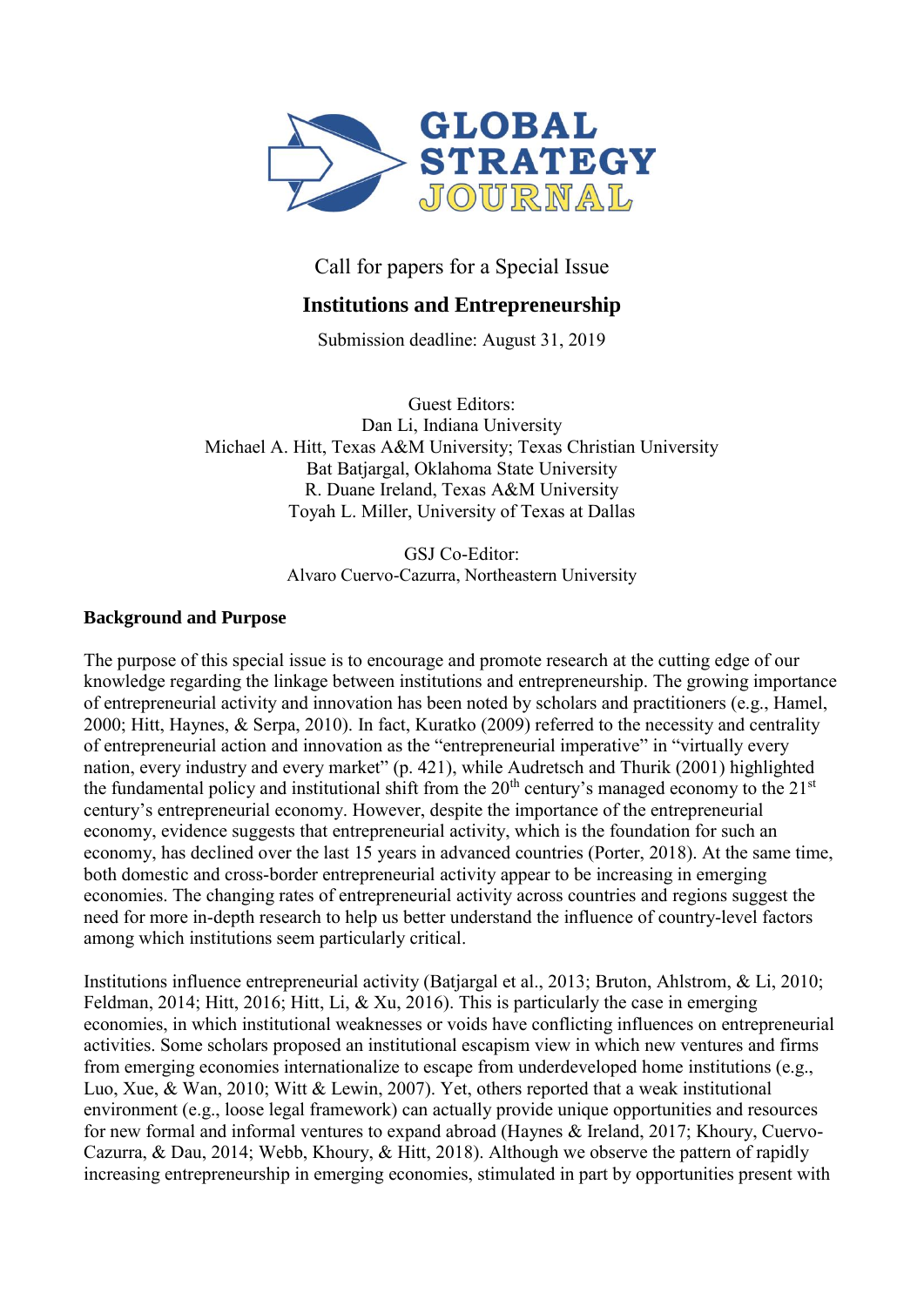# GLOBAL STRATEGY JOURNAL

Call for papers for a Special Issue

## Institutions and Entrepreneurship

Submission deadline: August 31, 2019

Guest Editors:
Dan Li, Indiana University
Michael A. Hitt, Texas A&M University; Texas Christian University
Bat Batjargal, Oklahoma State University
R. Duane Ireland, Texas A&M University
Toyah L. Miller, University of Texas at Dallas

GSJ Co-Editor:
Alvaro Cuervo-Cazurra, Northeastern University

**Background and Purpose**

The purpose of this special issue is to encourage and promote research at the cutting edge of our knowledge regarding the linkage between institutions and entrepreneurship. The growing importance of entrepreneurial activity and innovation has been noted by scholars and practitioners (e.g., Hamel, 2000; Hitt, Haynes, & Serpa, 2010). In fact, Kuratko (2009) referred to the necessity and centrality of entrepreneurial action and innovation as the "entrepreneurial imperative" in "virtually every nation, every industry and every market" (p. 421), while Audretsch and Thurik (2001) highlighted the fundamental policy and institutional shift from the 20th century's managed economy to the 21st century's entrepreneurial economy. However, despite the importance of the entrepreneurial economy, evidence suggests that entrepreneurial activity, which is the foundation for such an economy, has declined over the last 15 years in advanced countries (Porter, 2018). At the same time, both domestic and cross-border entrepreneurial activity appear to be increasing in emerging economies. The changing rates of entrepreneurial activity across countries and regions suggest the need for more in-depth research to help us better understand the influence of country-level factors among which institutions seem particularly critical.

Institutions influence entrepreneurial activity (Batjargal et al., 2013; Bruton, Ahlstrom, & Li, 2010; Feldman, 2014; Hitt, 2016; Hitt, Li, & Xu, 2016). This is particularly the case in emerging economies, in which institutional weaknesses or voids have conflicting influences on entrepreneurial activities. Some scholars proposed an institutional escapism view in which new ventures and firms from emerging economies internationalize to escape from underdeveloped home institutions (e.g., Luo, Xue, & Wan, 2010; Witt & Lewin, 2007). Yet, others reported that a weak institutional environment (e.g., loose legal framework) can actually provide unique opportunities and resources for new formal and informal ventures to expand abroad (Haynes & Ireland, 2017; Khoury, Cuervo-Cazurra, & Dau, 2014; Webb, Khoury, & Hitt, 2018). Although we observe the pattern of rapidly increasing entrepreneurship in emerging economies, stimulated in part by opportunities present with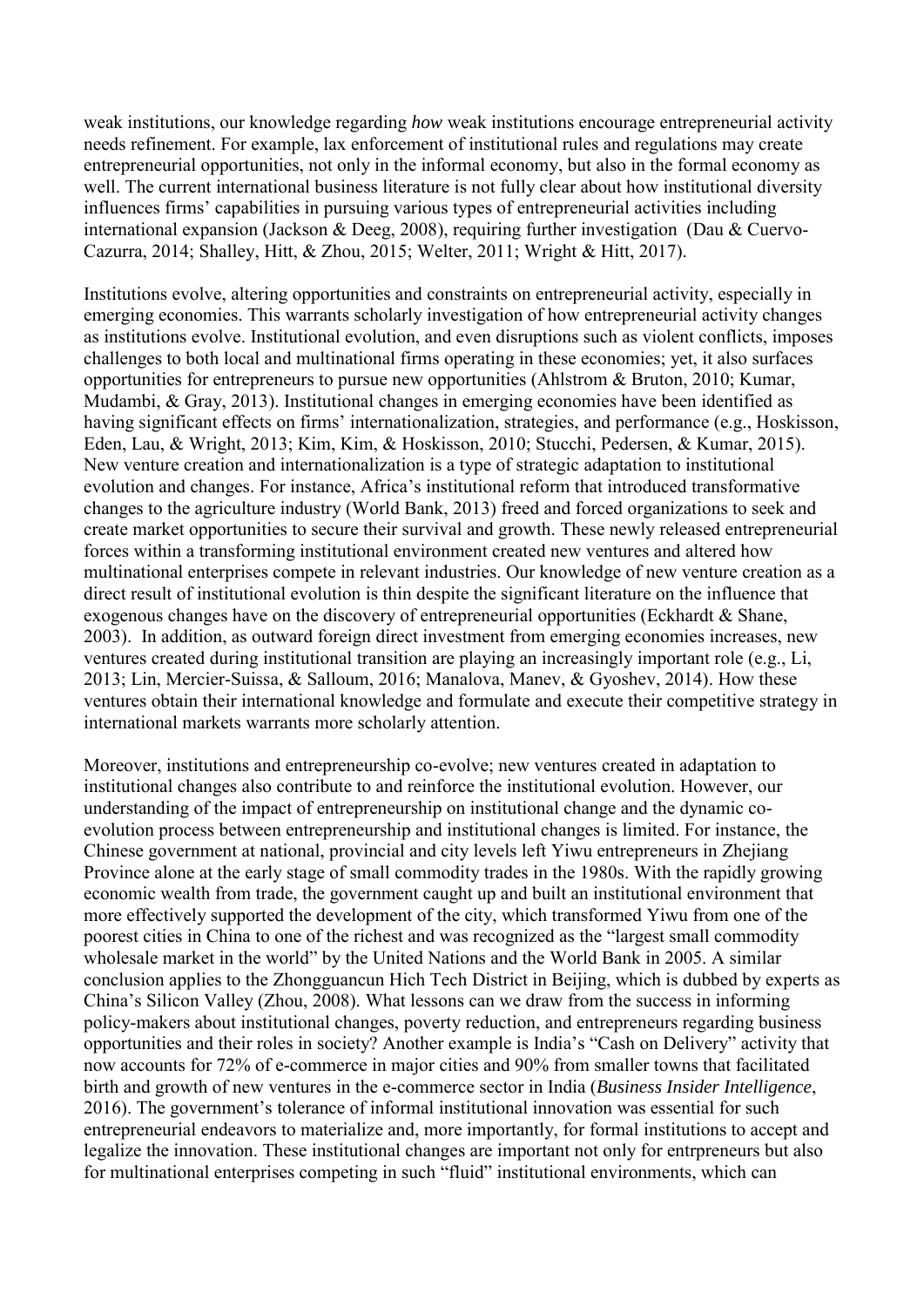weak institutions, our knowledge regarding *how* weak institutions encourage entrepreneurial activity needs refinement. For example, lax enforcement of institutional rules and regulations may create entrepreneurial opportunities, not only in the informal economy, but also in the formal economy as well. The current international business literature is not fully clear about how institutional diversity influences firms' capabilities in pursuing various types of entrepreneurial activities including international expansion (Jackson & Deeg, 2008), requiring further investigation (Dau & Cuervo-Cazurra, 2014; Shalley, Hitt, & Zhou, 2015; Welter, 2011; Wright & Hitt, 2017).

Institutions evolve, altering opportunities and constraints on entrepreneurial activity, especially in emerging economies. This warrants scholarly investigation of how entrepreneurial activity changes as institutions evolve. Institutional evolution, and even disruptions such as violent conflicts, imposes challenges to both local and multinational firms operating in these economies; yet, it also surfaces opportunities for entrepreneurs to pursue new opportunities (Ahlstrom & Bruton, 2010; Kumar, Mudambi, & Gray, 2013). Institutional changes in emerging economies have been identified as having significant effects on firms' internationalization, strategies, and performance (e.g., Hoskisson, Eden, Lau, & Wright, 2013; Kim, Kim, & Hoskisson, 2010; Stucchi, Pedersen, & Kumar, 2015). New venture creation and internationalization is a type of strategic adaptation to institutional evolution and changes. For instance, Africa's institutional reform that introduced transformative changes to the agriculture industry (World Bank, 2013) freed and forced organizations to seek and create market opportunities to secure their survival and growth. These newly released entrepreneurial forces within a transforming institutional environment created new ventures and altered how multinational enterprises compete in relevant industries. Our knowledge of new venture creation as a direct result of institutional evolution is thin despite the significant literature on the influence that exogenous changes have on the discovery of entrepreneurial opportunities (Eckhardt & Shane, 2003). In addition, as outward foreign direct investment from emerging economies increases, new ventures created during institutional transition are playing an increasingly important role (e.g., Li, 2013; Lin, Mercier-Suissa, & Salloum, 2016; Manalova, Manev, & Gyoshev, 2014). How these ventures obtain their international knowledge and formulate and execute their competitive strategy in international markets warrants more scholarly attention.

Moreover, institutions and entrepreneurship co-evolve; new ventures created in adaptation to institutional changes also contribute to and reinforce the institutional evolution. However, our understanding of the impact of entrepreneurship on institutional change and the dynamic co-evolution process between entrepreneurship and institutional changes is limited. For instance, the Chinese government at national, provincial and city levels left Yiwu entrepreneurs in Zhejiang Province alone at the early stage of small commodity trades in the 1980s. With the rapidly growing economic wealth from trade, the government caught up and built an institutional environment that more effectively supported the development of the city, which transformed Yiwu from one of the poorest cities in China to one of the richest and was recognized as the "largest small commodity wholesale market in the world" by the United Nations and the World Bank in 2005. A similar conclusion applies to the Zhongguancun Hich Tech District in Beijing, which is dubbed by experts as China's Silicon Valley (Zhou, 2008). What lessons can we draw from the success in informing policy-makers about institutional changes, poverty reduction, and entrepreneurs regarding business opportunities and their roles in society? Another example is India's "Cash on Delivery" activity that now accounts for 72% of e-commerce in major cities and 90% from smaller towns that facilitated birth and growth of new ventures in the e-commerce sector in India (*Business Insider Intelligence*, 2016). The government's tolerance of informal institutional innovation was essential for such entrepreneurial endeavors to materialize and, more importantly, for formal institutions to accept and legalize the innovation. These institutional changes are important not only for entrpreneurs but also for multinational enterprises competing in such "fluid" institutional environments, which can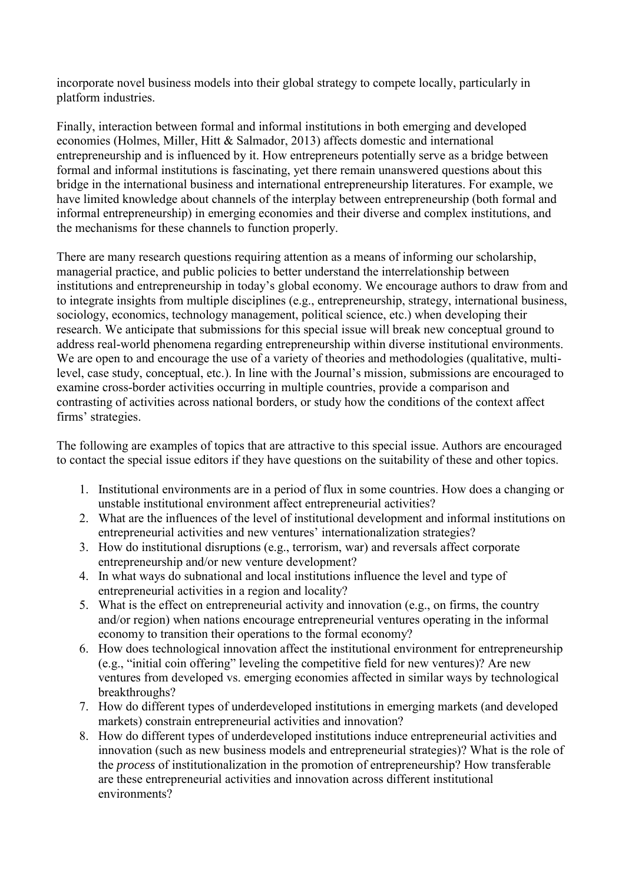incorporate novel business models into their global strategy to compete locally, particularly in platform industries.

Finally, interaction between formal and informal institutions in both emerging and developed economies (Holmes, Miller, Hitt & Salmador, 2013) affects domestic and international entrepreneurship and is influenced by it. How entrepreneurs potentially serve as a bridge between formal and informal institutions is fascinating, yet there remain unanswered questions about this bridge in the international business and international entrepreneurship literatures. For example, we have limited knowledge about channels of the interplay between entrepreneurship (both formal and informal entrepreneurship) in emerging economies and their diverse and complex institutions, and the mechanisms for these channels to function properly.

There are many research questions requiring attention as a means of informing our scholarship, managerial practice, and public policies to better understand the interrelationship between institutions and entrepreneurship in today's global economy. We encourage authors to draw from and to integrate insights from multiple disciplines (e.g., entrepreneurship, strategy, international business, sociology, economics, technology management, political science, etc.) when developing their research. We anticipate that submissions for this special issue will break new conceptual ground to address real-world phenomena regarding entrepreneurship within diverse institutional environments. We are open to and encourage the use of a variety of theories and methodologies (qualitative, multi-level, case study, conceptual, etc.). In line with the Journal's mission, submissions are encouraged to examine cross-border activities occurring in multiple countries, provide a comparison and contrasting of activities across national borders, or study how the conditions of the context affect firms' strategies.

The following are examples of topics that are attractive to this special issue. Authors are encouraged to contact the special issue editors if they have questions on the suitability of these and other topics.

1. Institutional environments are in a period of flux in some countries. How does a changing or unstable institutional environment affect entrepreneurial activities?
2. What are the influences of the level of institutional development and informal institutions on entrepreneurial activities and new ventures' internationalization strategies?
3. How do institutional disruptions (e.g., terrorism, war) and reversals affect corporate entrepreneurship and/or new venture development?
4. In what ways do subnational and local institutions influence the level and type of entrepreneurial activities in a region and locality?
5. What is the effect on entrepreneurial activity and innovation (e.g., on firms, the country and/or region) when nations encourage entrepreneurial ventures operating in the informal economy to transition their operations to the formal economy?
6. How does technological innovation affect the institutional environment for entrepreneurship (e.g., "initial coin offering" leveling the competitive field for new ventures)? Are new ventures from developed vs. emerging economies affected in similar ways by technological breakthroughs?
7. How do different types of underdeveloped institutions in emerging markets (and developed markets) constrain entrepreneurial activities and innovation?
8. How do different types of underdeveloped institutions induce entrepreneurial activities and innovation (such as new business models and entrepreneurial strategies)? What is the role of the *process* of institutionalization in the promotion of entrepreneurship? How transferable are these entrepreneurial activities and innovation across different institutional environments?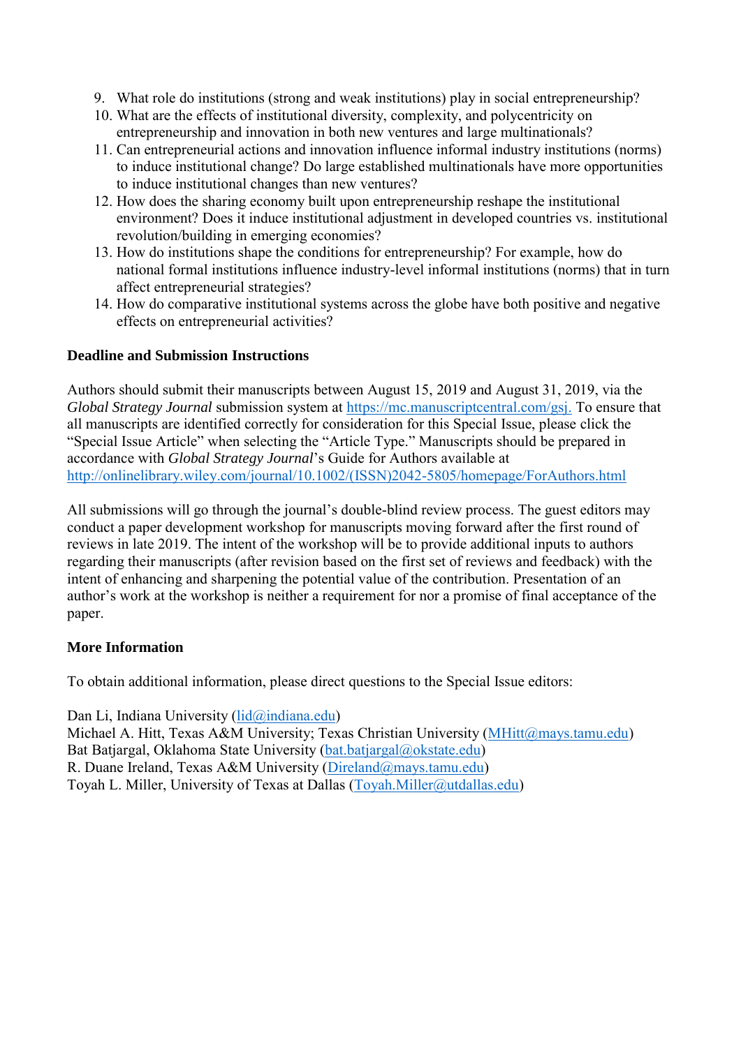9. What role do institutions (strong and weak institutions) play in social entrepreneurship?
10. What are the effects of institutional diversity, complexity, and polycentricity on entrepreneurship and innovation in both new ventures and large multinationals?
11. Can entrepreneurial actions and innovation influence informal industry institutions (norms) to induce institutional change? Do large established multinationals have more opportunities to induce institutional changes than new ventures?
12. How does the sharing economy built upon entrepreneurship reshape the institutional environment? Does it induce institutional adjustment in developed countries vs. institutional revolution/building in emerging economies?
13. How do institutions shape the conditions for entrepreneurship? For example, how do national formal institutions influence industry-level informal institutions (norms) that in turn affect entrepreneurial strategies?
14. How do comparative institutional systems across the globe have both positive and negative effects on entrepreneurial activities?

**Deadline and Submission Instructions**

Authors should submit their manuscripts between August 15, 2019 and August 31, 2019, via the *Global Strategy Journal* submission system at [https://mc.manuscriptcentral.com/gsj.](https://mc.manuscriptcentral.com/gsj) To ensure that all manuscripts are identified correctly for consideration for this Special Issue, please click the "Special Issue Article" when selecting the "Article Type." Manuscripts should be prepared in accordance with *Global Strategy Journal*'s Guide for Authors available at [http://onlinelibrary.wiley.com/journal/10.1002/(ISSN)2042-5805/homepage/ForAuthors.html](http://onlinelibrary.wiley.com/journal/10.1002/(ISSN)2042-5805/homepage/ForAuthors.html)

All submissions will go through the journal's double-blind review process. The guest editors may conduct a paper development workshop for manuscripts moving forward after the first round of reviews in late 2019. The intent of the workshop will be to provide additional inputs to authors regarding their manuscripts (after revision based on the first set of reviews and feedback) with the intent of enhancing and sharpening the potential value of the contribution. Presentation of an author's work at the workshop is neither a requirement for nor a promise of final acceptance of the paper.

**More Information**

To obtain additional information, please direct questions to the Special Issue editors:

Dan Li, Indiana University (lid@indiana.edu)
Michael A. Hitt, Texas A&M University; Texas Christian University (MHitt@mays.tamu.edu)
Bat Batjargal, Oklahoma State University (bat.batjargal@okstate.edu)
R. Duane Ireland, Texas A&M University (Direland@mays.tamu.edu)
Toyah L. Miller, University of Texas at Dallas (Toyah.Miller@utdallas.edu)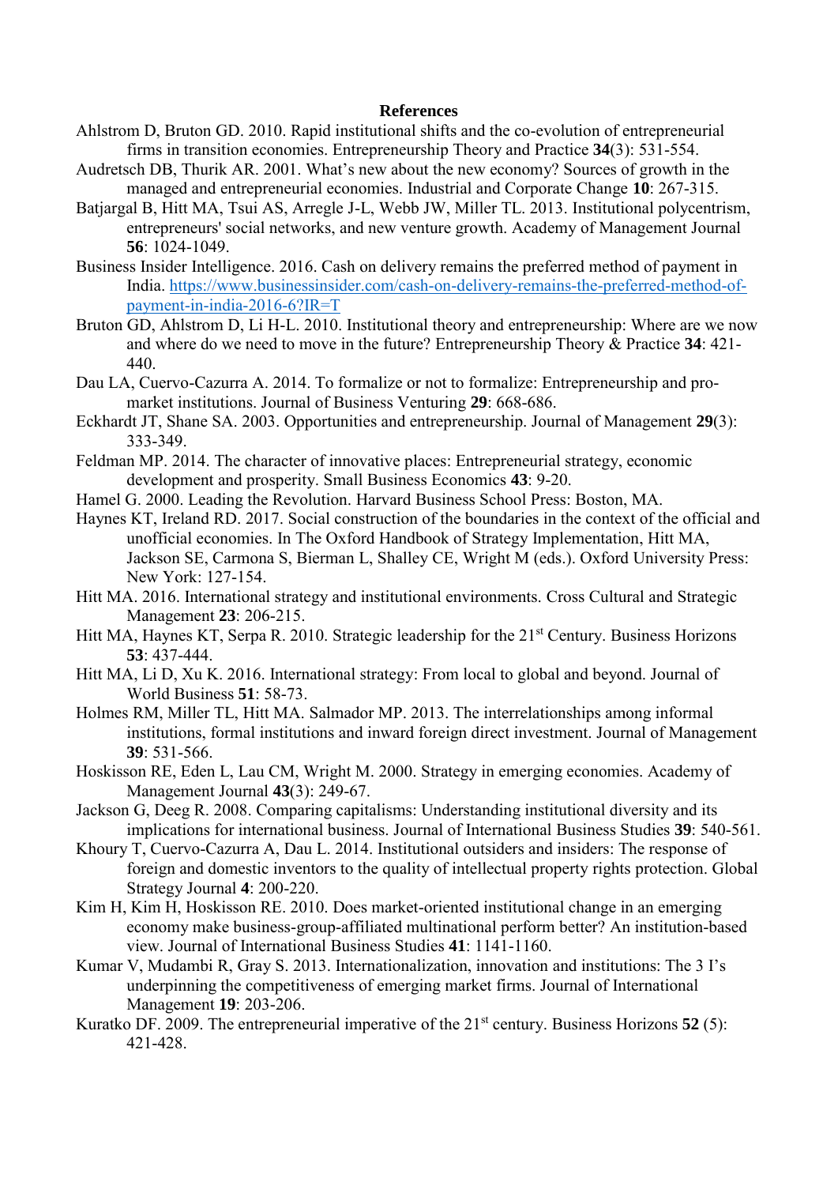## References

Ahlstrom D, Bruton GD. 2010. Rapid institutional shifts and the co-evolution of entrepreneurial firms in transition economies. Entrepreneurship Theory and Practice **34**(3): 531-554.

Audretsch DB, Thurik AR. 2001. What's new about the new economy? Sources of growth in the managed and entrepreneurial economies. Industrial and Corporate Change **10**: 267-315.

Batjargal B, Hitt MA, Tsui AS, Arregle J-L, Webb JW, Miller TL. 2013. Institutional polycentrism, entrepreneurs' social networks, and new venture growth. Academy of Management Journal **56**: 1024-1049.

Business Insider Intelligence. 2016. Cash on delivery remains the preferred method of payment in India. [https://www.businessinsider.com/cash-on-delivery-remains-the-preferred-method-of-payment-in-india-2016-6?IR=T](https://www.businessinsider.com/cash-on-delivery-remains-the-preferred-method-of-payment-in-india-2016-6?IR=T)

Bruton GD, Ahlstrom D, Li H-L. 2010. Institutional theory and entrepreneurship: Where are we now and where do we need to move in the future? Entrepreneurship Theory & Practice **34**: 421-440.

Dau LA, Cuervo-Cazurra A. 2014. To formalize or not to formalize: Entrepreneurship and pro-market institutions. Journal of Business Venturing **29**: 668-686.

Eckhardt JT, Shane SA. 2003. Opportunities and entrepreneurship. Journal of Management **29**(3): 333-349.

Feldman MP. 2014. The character of innovative places: Entrepreneurial strategy, economic development and prosperity. Small Business Economics **43**: 9-20.

Hamel G. 2000. Leading the Revolution. Harvard Business School Press: Boston, MA.

Haynes KT, Ireland RD. 2017. Social construction of the boundaries in the context of the official and unofficial economies. In The Oxford Handbook of Strategy Implementation, Hitt MA, Jackson SE, Carmona S, Bierman L, Shalley CE, Wright M (eds.). Oxford University Press: New York: 127-154.

Hitt MA. 2016. International strategy and institutional environments. Cross Cultural and Strategic Management **23**: 206-215.

Hitt MA, Haynes KT, Serpa R. 2010. Strategic leadership for the 21st Century. Business Horizons **53**: 437-444.

Hitt MA, Li D, Xu K. 2016. International strategy: From local to global and beyond. Journal of World Business **51**: 58-73.

Holmes RM, Miller TL, Hitt MA. Salmador MP. 2013. The interrelationships among informal institutions, formal institutions and inward foreign direct investment. Journal of Management **39**: 531-566.

Hoskisson RE, Eden L, Lau CM, Wright M. 2000. Strategy in emerging economies. Academy of Management Journal **43**(3): 249-67.

Jackson G, Deeg R. 2008. Comparing capitalisms: Understanding institutional diversity and its implications for international business. Journal of International Business Studies **39**: 540-561.

Khoury T, Cuervo-Cazurra A, Dau L. 2014. Institutional outsiders and insiders: The response of foreign and domestic inventors to the quality of intellectual property rights protection. Global Strategy Journal **4**: 200-220.

Kim H, Kim H, Hoskisson RE. 2010. Does market-oriented institutional change in an emerging economy make business-group-affiliated multinational perform better? An institution-based view. Journal of International Business Studies **41**: 1141-1160.

Kumar V, Mudambi R, Gray S. 2013. Internationalization, innovation and institutions: The 3 I's underpinning the competitiveness of emerging market firms. Journal of International Management **19**: 203-206.

Kuratko DF. 2009. The entrepreneurial imperative of the 21st century. Business Horizons **52** (5): 421-428.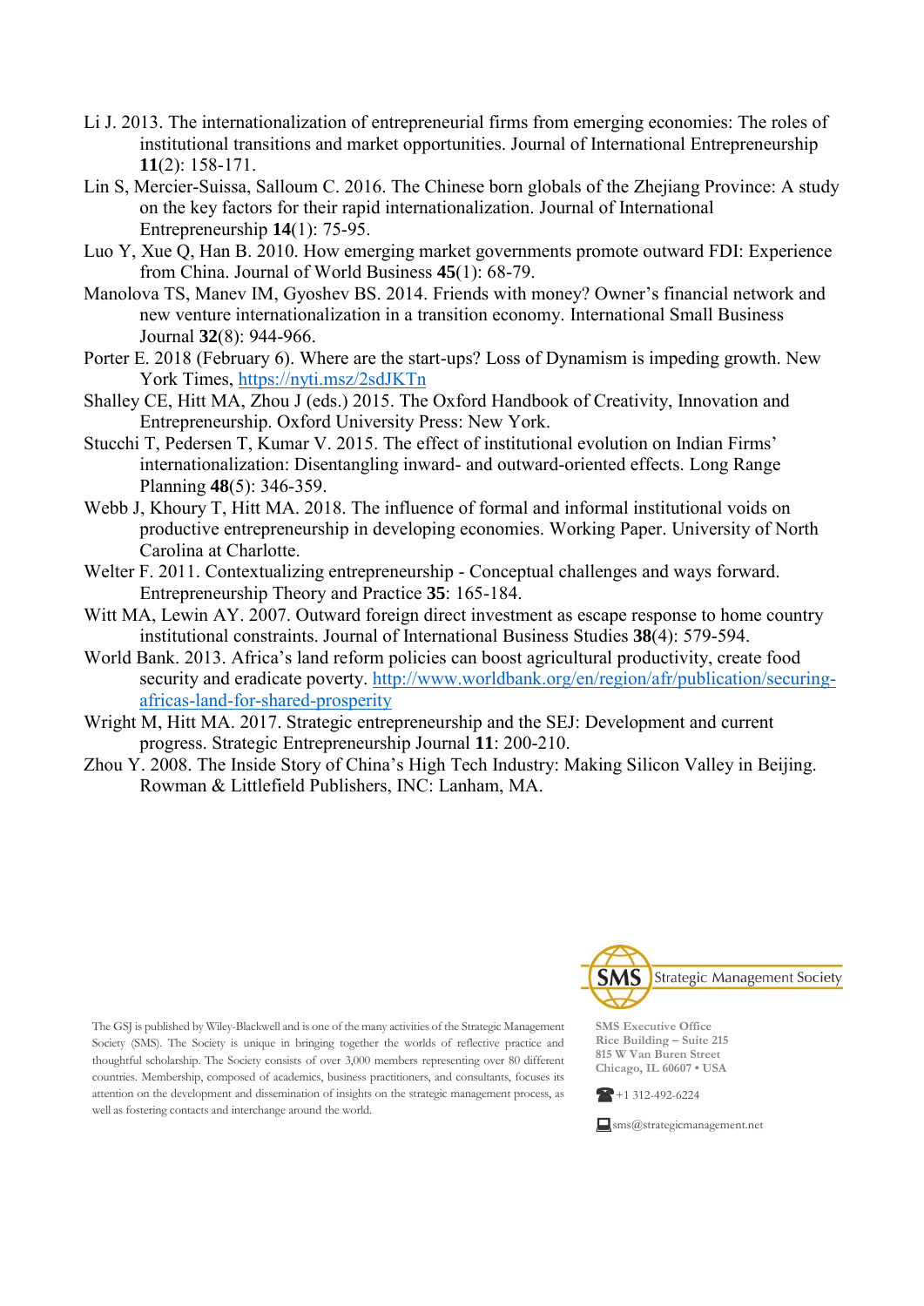Li J. 2013. The internationalization of entrepreneurial firms from emerging economies: The roles of institutional transitions and market opportunities. Journal of International Entrepreneurship **11**(2): 158-171.

Lin S, Mercier-Suissa, Salloum C. 2016. The Chinese born globals of the Zhejiang Province: A study on the key factors for their rapid internationalization. Journal of International Entrepreneurship **14**(1): 75-95.

Luo Y, Xue Q, Han B. 2010. How emerging market governments promote outward FDI: Experience from China. Journal of World Business **45**(1): 68-79.

Manolova TS, Manev IM, Gyoshev BS. 2014. Friends with money? Owner's financial network and new venture internationalization in a transition economy. International Small Business Journal **32**(8): 944-966.

Porter E. 2018 (February 6). Where are the start-ups? Loss of Dynamism is impeding growth. New York Times, https://nyti.msz/2sdJKTn

Shalley CE, Hitt MA, Zhou J (eds.) 2015. The Oxford Handbook of Creativity, Innovation and Entrepreneurship. Oxford University Press: New York.

Stucchi T, Pedersen T, Kumar V. 2015. The effect of institutional evolution on Indian Firms' internationalization: Disentangling inward- and outward-oriented effects. Long Range Planning **48**(5): 346-359.

Webb J, Khoury T, Hitt MA. 2018. The influence of formal and informal institutional voids on productive entrepreneurship in developing economies. Working Paper. University of North Carolina at Charlotte.

Welter F. 2011. Contextualizing entrepreneurship - Conceptual challenges and ways forward. Entrepreneurship Theory and Practice **35**: 165-184.

Witt MA, Lewin AY. 2007. Outward foreign direct investment as escape response to home country institutional constraints. Journal of International Business Studies **38**(4): 579-594.

World Bank. 2013. Africa's land reform policies can boost agricultural productivity, create food security and eradicate poverty. http://www.worldbank.org/en/region/afr/publication/securing-africas-land-for-shared-prosperity

Wright M, Hitt MA. 2017. Strategic entrepreneurship and the SEJ: Development and current progress. Strategic Entrepreneurship Journal **11**: 200-210.

Zhou Y. 2008. The Inside Story of China's High Tech Industry: Making Silicon Valley in Beijing. Rowman & Littlefield Publishers, INC: Lanham, MA.

The GSJ is published by Wiley-Blackwell and is one of the many activities of the Strategic Management Society (SMS). The Society is unique in bringing together the worlds of reflective practice and thoughtful scholarship. The Society consists of over 3,000 members representing over 80 different countries. Membership, composed of academics, business practitioners, and consultants, focuses its attention on the development and dissemination of insights on the strategic management process, as well as fostering contacts and interchange around the world.

SMS Strategic Management Society

SMS Executive Office
Rice Building – Suite 215
815 W Van Buren Street
Chicago, IL 60607 • USA

+1 312-492-6224

sms@strategicmanagement.net